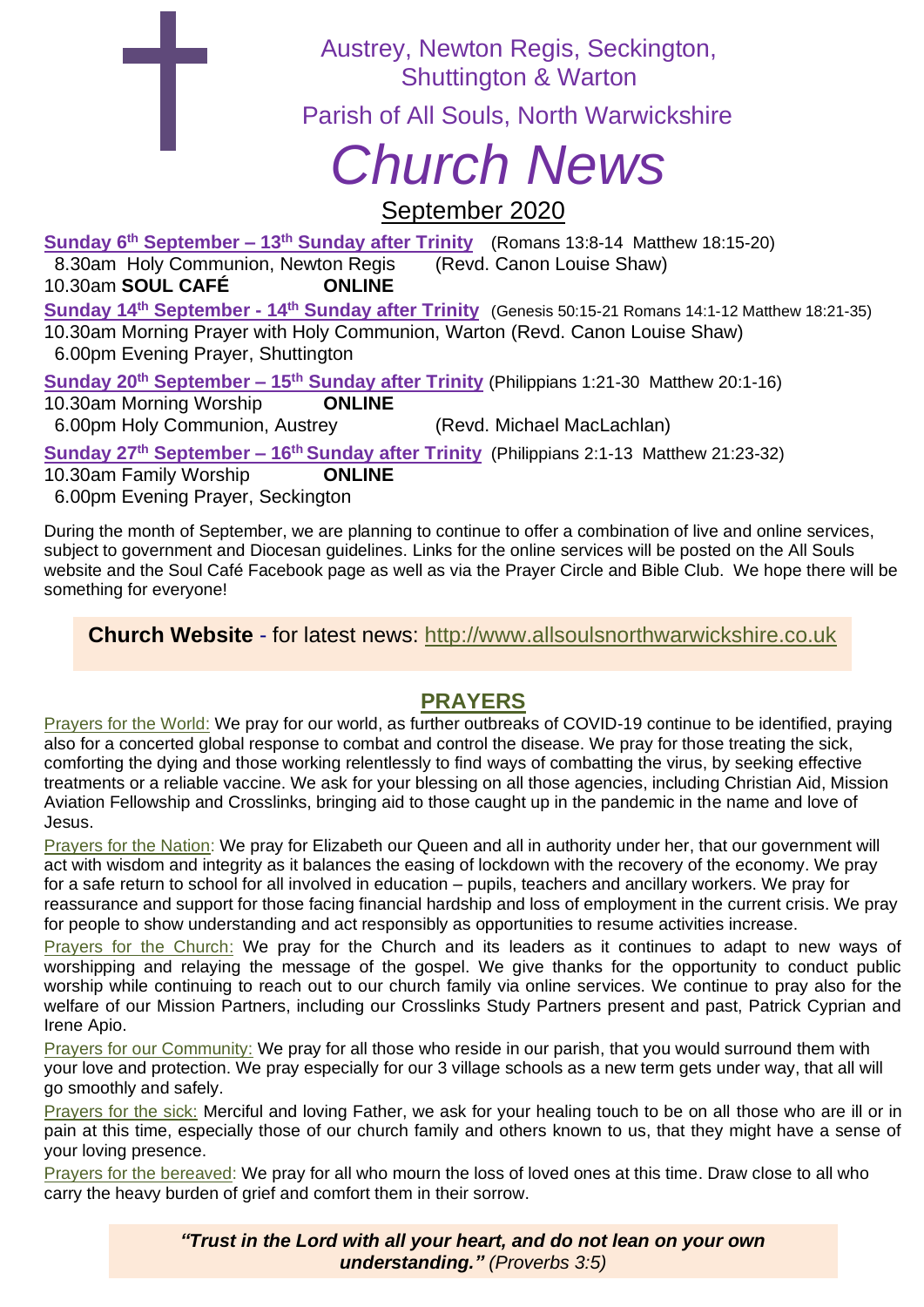Austrey, Newton Regis, Seckington, Shuttington & Warton

Parish of All Souls, North Warwickshire

# Church News

## September 2020

**Sunday 6th September – 13th Sunday after Trinity** (Romans 13:8-14 Matthew 18:15-20)
8.30am Holy Communion, Newton Regis (Revd. Canon Louise Shaw)
10.30am **SOUL CAFÉ** **ONLINE**

**Sunday 14th September - 14th Sunday after Trinity** (Genesis 50:15-21 Romans 14:1-12 Matthew 18:21-35)
10.30am Morning Prayer with Holy Communion, Warton (Revd. Canon Louise Shaw)
6.00pm Evening Prayer, Shuttington

**Sunday 20th September – 15th Sunday after Trinity** (Philippians 1:21-30 Matthew 20:1-16)
10.30am Morning Worship **ONLINE**
6.00pm Holy Communion, Austrey (Revd. Michael MacLachlan)

**Sunday 27th September – 16th Sunday after Trinity** (Philippians 2:1-13 Matthew 21:23-32)
10.30am Family Worship **ONLINE**
6.00pm Evening Prayer, Seckington

During the month of September, we are planning to continue to offer a combination of live and online services, subject to government and Diocesan guidelines. Links for the online services will be posted on the All Souls website and the Soul Café Facebook page as well as via the Prayer Circle and Bible Club. We hope there will be something for everyone!

**Church Website** - for latest news: http://www.allsoulsnorthwarwickshire.co.uk

## PRAYERS

Prayers for the World: We pray for our world, as further outbreaks of COVID-19 continue to be identified, praying also for a concerted global response to combat and control the disease. We pray for those treating the sick, comforting the dying and those working relentlessly to find ways of combatting the virus, by seeking effective treatments or a reliable vaccine. We ask for your blessing on all those agencies, including Christian Aid, Mission Aviation Fellowship and Crosslinks, bringing aid to those caught up in the pandemic in the name and love of Jesus.

Prayers for the Nation: We pray for Elizabeth our Queen and all in authority under her, that our government will act with wisdom and integrity as it balances the easing of lockdown with the recovery of the economy. We pray for a safe return to school for all involved in education – pupils, teachers and ancillary workers. We pray for reassurance and support for those facing financial hardship and loss of employment in the current crisis. We pray for people to show understanding and act responsibly as opportunities to resume activities increase.

Prayers for the Church: We pray for the Church and its leaders as it continues to adapt to new ways of worshipping and relaying the message of the gospel. We give thanks for the opportunity to conduct public worship while continuing to reach out to our church family via online services. We continue to pray also for the welfare of our Mission Partners, including our Crosslinks Study Partners present and past, Patrick Cyprian and Irene Apio.

Prayers for our Community: We pray for all those who reside in our parish, that you would surround them with your love and protection. We pray especially for our 3 village schools as a new term gets under way, that all will go smoothly and safely.

Prayers for the sick: Merciful and loving Father, we ask for your healing touch to be on all those who are ill or in pain at this time, especially those of our church family and others known to us, that they might have a sense of your loving presence.

Prayers for the bereaved: We pray for all who mourn the loss of loved ones at this time. Draw close to all who carry the heavy burden of grief and comfort them in their sorrow.

***"Trust in the Lord with all your heart, and do not lean on your own understanding."*** *(Proverbs 3:5)*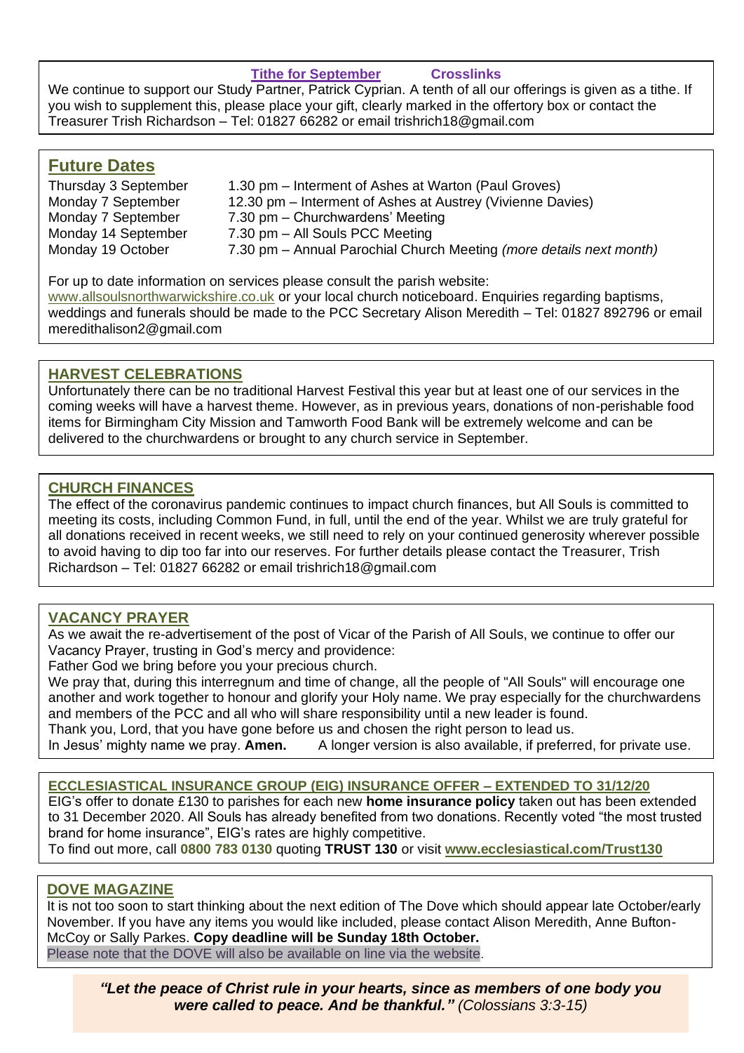**Tithe for September** **Crosslinks**

We continue to support our Study Partner, Patrick Cyprian. A tenth of all our offerings is given as a tithe. If you wish to supplement this, please place your gift, clearly marked in the offertory box or contact the Treasurer Trish Richardson – Tel: 01827 66282 or email trishrich18@gmail.com

## Future Dates

| | |
|---|---|
| Thursday 3 September | 1.30 pm – Interment of Ashes at Warton (Paul Groves) |
| Monday 7 September | 12.30 pm – Interment of Ashes at Austrey (Vivienne Davies) |
| Monday 7 September | 7.30 pm – Churchwardens' Meeting |
| Monday 14 September | 7.30 pm – All Souls PCC Meeting |
| Monday 19 October | 7.30 pm – Annual Parochial Church Meeting *(more details next month)* |

For up to date information on services please consult the parish website: www.allsoulsnorthwarwickshire.co.uk or your local church noticeboard. Enquiries regarding baptisms, weddings and funerals should be made to the PCC Secretary Alison Meredith – Tel: 01827 892796 or email meredithalison2@gmail.com

## HARVEST CELEBRATIONS

Unfortunately there can be no traditional Harvest Festival this year but at least one of our services in the coming weeks will have a harvest theme. However, as in previous years, donations of non-perishable food items for Birmingham City Mission and Tamworth Food Bank will be extremely welcome and can be delivered to the churchwardens or brought to any church service in September.

## CHURCH FINANCES

The effect of the coronavirus pandemic continues to impact church finances, but All Souls is committed to meeting its costs, including Common Fund, in full, until the end of the year. Whilst we are truly grateful for all donations received in recent weeks, we still need to rely on your continued generosity wherever possible to avoid having to dip too far into our reserves. For further details please contact the Treasurer, Trish Richardson – Tel: 01827 66282 or email trishrich18@gmail.com

## VACANCY PRAYER

As we await the re-advertisement of the post of Vicar of the Parish of All Souls, we continue to offer our Vacancy Prayer, trusting in God's mercy and providence:

Father God we bring before you your precious church.

We pray that, during this interregnum and time of change, all the people of "All Souls" will encourage one another and work together to honour and glorify your Holy name. We pray especially for the churchwardens and members of the PCC and all who will share responsibility until a new leader is found.

Thank you, Lord, that you have gone before us and chosen the right person to lead us.

In Jesus' mighty name we pray. **Amen.** A longer version is also available, if preferred, for private use.

## ECCLESIASTICAL INSURANCE GROUP (EIG) INSURANCE OFFER – EXTENDED TO 31/12/20

EIG's offer to donate £130 to parishes for each new **home insurance policy** taken out has been extended to 31 December 2020. All Souls has already benefited from two donations. Recently voted "the most trusted brand for home insurance", EIG's rates are highly competitive.

To find out more, call **0800 783 0130** quoting **TRUST 130** or visit **www.ecclesiastical.com/Trust130**

## DOVE MAGAZINE

It is not too soon to start thinking about the next edition of The Dove which should appear late October/early November. If you have any items you would like included, please contact Alison Meredith, Anne Bufton-McCoy or Sally Parkes. **Copy deadline will be Sunday 18th October.**

Please note that the DOVE will also be available on line via the website.

***"Let the peace of Christ rule in your hearts, since as members of one body you were called to peace. And be thankful."*** *(Colossians 3:3-15)*